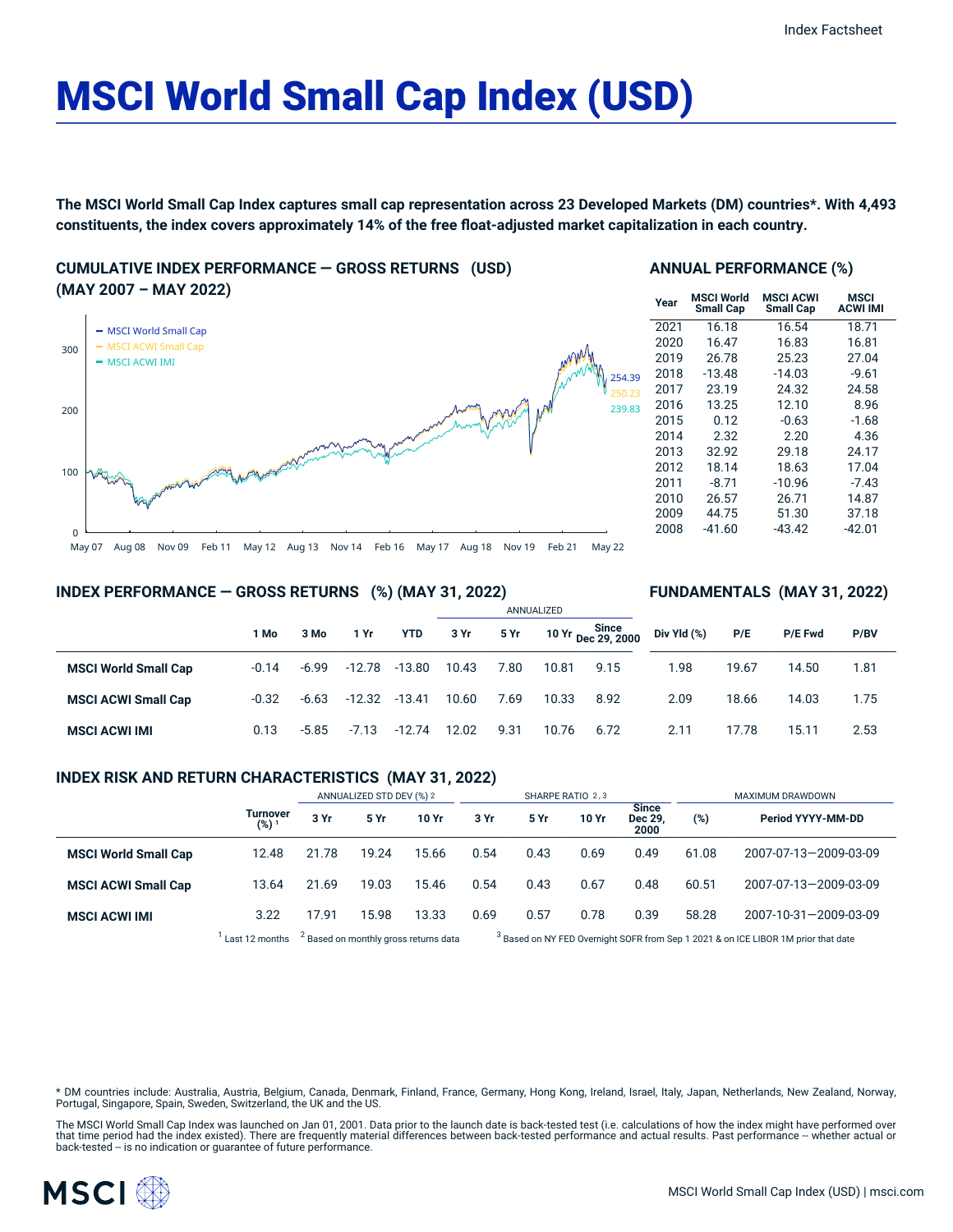Index Factsheet

# MSCI World Small Cap Index (USD)

**The MSCI World Small Cap Index captures small cap representation across 23 Developed Markets (DM) countries*. With 4,493 constituents, the index covers approximately 14% of the free float-adjusted market capitalization in each country.**

## CUMULATIVE INDEX PERFORMANCE — GROSS RETURNS (USD) (MAY 2007 – MAY 2022)

- MSCI World Small Cap: 254.39
- MSCI ACWI Small Cap: 250.23
- MSCI ACWI IMI: 239.83

## ANNUAL PERFORMANCE (%)

| Year | MSCI World Small Cap | MSCI ACWI Small Cap | MSCI ACWI IMI |
|---|---|---|---|
| 2021 | 16.18 | 16.54 | 18.71 |
| 2020 | 16.47 | 16.83 | 16.81 |
| 2019 | 26.78 | 25.23 | 27.04 |
| 2018 | -13.48 | -14.03 | -9.61 |
| 2017 | 23.19 | 24.32 | 24.58 |
| 2016 | 13.25 | 12.10 | 8.96 |
| 2015 | 0.12 | -0.63 | -1.68 |
| 2014 | 2.32 | 2.20 | 4.36 |
| 2013 | 32.92 | 29.18 | 24.17 |
| 2012 | 18.14 | 18.63 | 17.04 |
| 2011 | -8.71 | -10.96 | -7.43 |
| 2010 | 26.57 | 26.71 | 14.87 |
| 2009 | 44.75 | 51.30 | 37.18 |
| 2008 | -41.60 | -43.42 | -42.01 |

## INDEX PERFORMANCE — GROSS RETURNS (%) (MAY 31, 2022) / FUNDAMENTALS (MAY 31, 2022)

| | 1 Mo | 3 Mo | 1 Yr | YTD | ANNUALIZED 3 Yr | 5 Yr | 10 Yr | Since Dec 29, 2000 | Div Yld (%) | P/E | P/E Fwd | P/BV |
|---|---|---|---|---|---|---|---|---|---|---|---|---|
| **MSCI World Small Cap** | -0.14 | -6.99 | -12.78 | -13.80 | 10.43 | 7.80 | 10.81 | 9.15 | 1.98 | 19.67 | 14.50 | 1.81 |
| **MSCI ACWI Small Cap** | -0.32 | -6.63 | -12.32 | -13.41 | 10.60 | 7.69 | 10.33 | 8.92 | 2.09 | 18.66 | 14.03 | 1.75 |
| **MSCI ACWI IMI** | 0.13 | -5.85 | -7.13 | -12.74 | 12.02 | 9.31 | 10.76 | 6.72 | 2.11 | 17.78 | 15.11 | 2.53 |

## INDEX RISK AND RETURN CHARACTERISTICS (MAY 31, 2022)

| | | ANNUALIZED STD DEV (%) [2] | | | SHARPE RATIO [2,3] | | | | MAXIMUM DRAWDOWN | |
|---|---|---|---|---|---|---|---|---|---|---|
| | Turnover (%) [1] | 3 Yr | 5 Yr | 10 Yr | 3 Yr | 5 Yr | 10 Yr | Since Dec 29, 2000 | (%) | Period YYYY-MM-DD |
| **MSCI World Small Cap** | 12.48 | 21.78 | 19.24 | 15.66 | 0.54 | 0.43 | 0.69 | 0.49 | 61.08 | 2007-07-13—2009-03-09 |
| **MSCI ACWI Small Cap** | 13.64 | 21.69 | 19.03 | 15.46 | 0.54 | 0.43 | 0.67 | 0.48 | 60.51 | 2007-07-13—2009-03-09 |
| **MSCI ACWI IMI** | 3.22 | 17.91 | 15.98 | 13.33 | 0.69 | 0.57 | 0.78 | 0.39 | 58.28 | 2007-10-31—2009-03-09 |

[1] Last 12 months [2] Based on monthly gross returns data [3] Based on NY FED Overnight SOFR from Sep 1 2021 & on ICE LIBOR 1M prior that date

* DM countries include: Australia, Austria, Belgium, Canada, Denmark, Finland, France, Germany, Hong Kong, Ireland, Israel, Italy, Japan, Netherlands, New Zealand, Norway, Portugal, Singapore, Spain, Sweden, Switzerland, the UK and the US.

The MSCI World Small Cap Index was launched on Jan 01, 2001. Data prior to the launch date is back-tested test (i.e. calculations of how the index might have performed over that time period had the index existed). There are frequently material differences between back-tested performance and actual results. Past performance -- whether actual or back-tested -- is no indication or guarantee of future performance.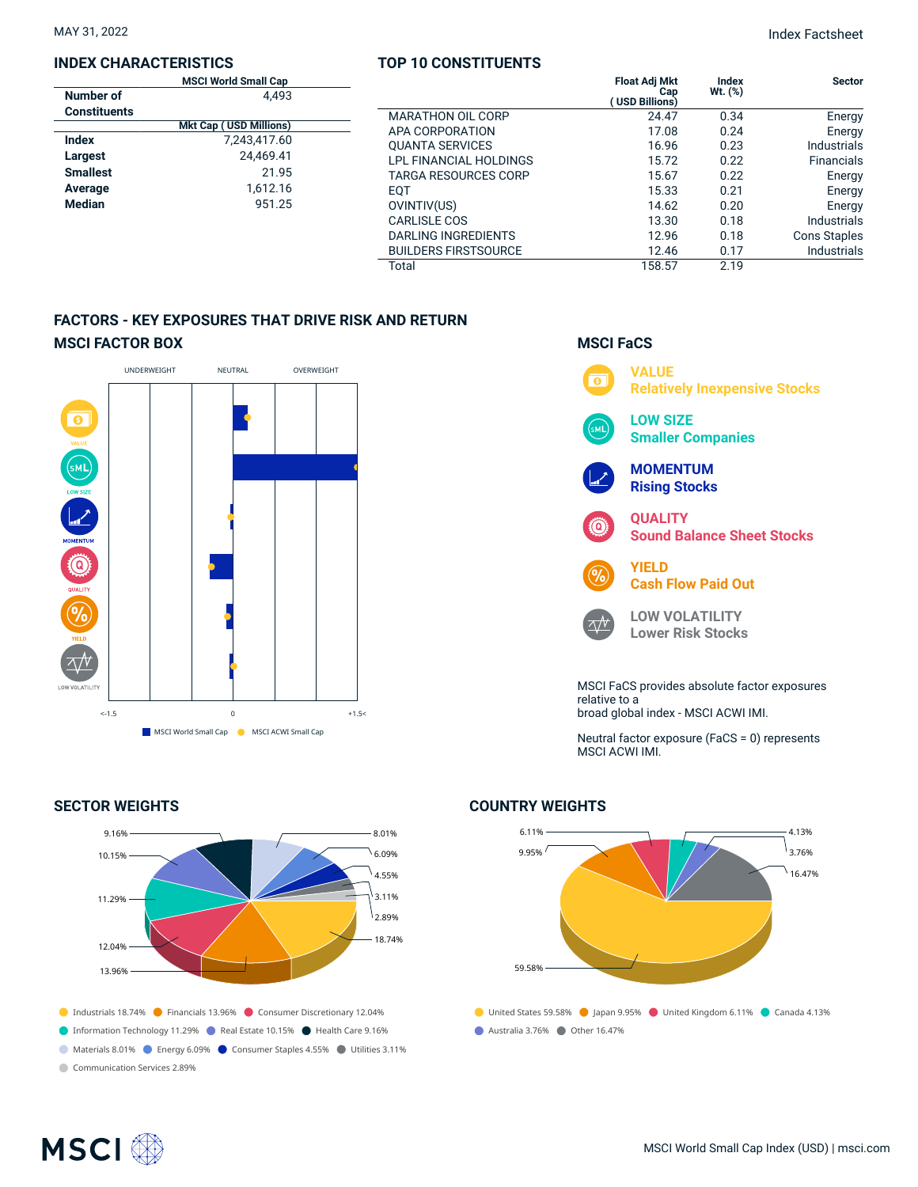MAY 31, 2022

Index Factsheet

## INDEX CHARACTERISTICS

| | MSCI World Small Cap |
|---|---|
| Number of Constituents | 4,493 |
| | **Mkt Cap ( USD Millions)** |
| Index | 7,243,417.60 |
| Largest | 24,469.41 |
| Smallest | 21.95 |
| Average | 1,612.16 |
| Median | 951.25 |

## TOP 10 CONSTITUENTS

| | Float Adj Mkt Cap ( USD Billions) | Index Wt. (%) | Sector |
|---|---|---|---|
| MARATHON OIL CORP | 24.47 | 0.34 | Energy |
| APA CORPORATION | 17.08 | 0.24 | Energy |
| QUANTA SERVICES | 16.96 | 0.23 | Industrials |
| LPL FINANCIAL HOLDINGS | 15.72 | 0.22 | Financials |
| TARGA RESOURCES CORP | 15.67 | 0.22 | Energy |
| EQT | 15.33 | 0.21 | Energy |
| OVINTIV(US) | 14.62 | 0.20 | Energy |
| CARLISLE COS | 13.30 | 0.18 | Industrials |
| DARLING INGREDIENTS | 12.96 | 0.18 | Cons Staples |
| BUILDERS FIRSTSOURCE | 12.46 | 0.17 | Industrials |
| Total | 158.57 | 2.19 | |

## FACTORS - KEY EXPOSURES THAT DRIVE RISK AND RETURN

### MSCI FACTOR BOX

UNDERWEIGHT NEUTRAL OVERWEIGHT

VALUE, LOW SIZE, MOMENTUM, QUALITY, YIELD, LOW VOLATILITY

<-1.5 0 +1.5<

MSCI World Small Cap ● MSCI ACWI Small Cap

### MSCI FaCS

**VALUE**
Relatively Inexpensive Stocks

**LOW SIZE**
Smaller Companies

**MOMENTUM**
Rising Stocks

**QUALITY**
Sound Balance Sheet Stocks

**YIELD**
Cash Flow Paid Out

**LOW VOLATILITY**
Lower Risk Stocks

MSCI FaCS provides absolute factor exposures relative to a broad global index - MSCI ACWI IMI.

Neutral factor exposure (FaCS = 0) represents MSCI ACWI IMI.

## SECTOR WEIGHTS

- Industrials 18.74%
- Financials 13.96%
- Consumer Discretionary 12.04%
- Information Technology 11.29%
- Real Estate 10.15%
- Health Care 9.16%
- Materials 8.01%
- Energy 6.09%
- Consumer Staples 4.55%
- Utilities 3.11%
- Communication Services 2.89%

## COUNTRY WEIGHTS

- United States 59.58%
- Japan 9.95%
- United Kingdom 6.11%
- Canada 4.13%
- Australia 3.76%
- Other 16.47%

MSCI World Small Cap Index (USD) | msci.com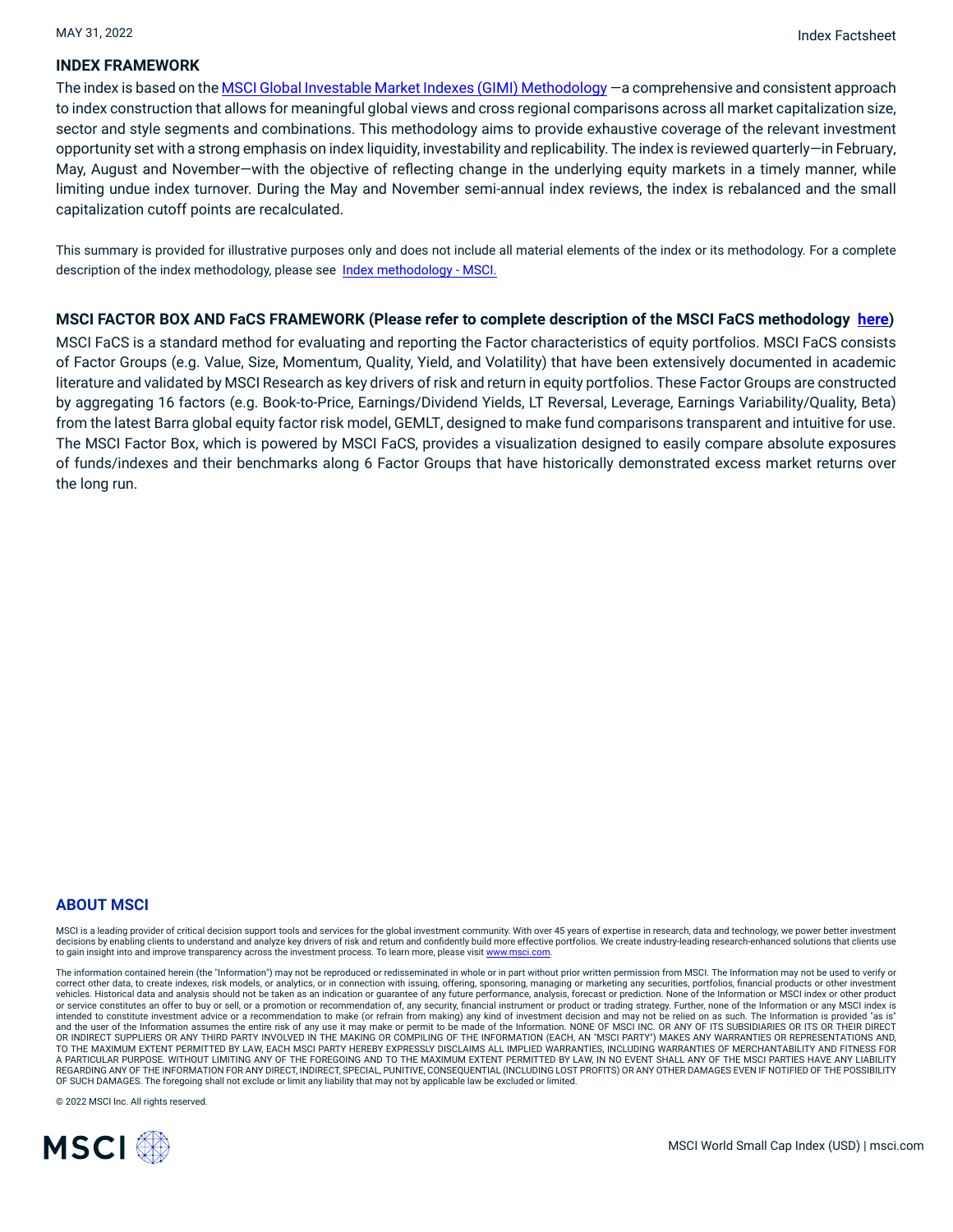## INDEX FRAMEWORK

The index is based on the [MSCI Global Investable Market Indexes (GIMI) Methodology](#) —a comprehensive and consistent approach to index construction that allows for meaningful global views and cross regional comparisons across all market capitalization size, sector and style segments and combinations. This methodology aims to provide exhaustive coverage of the relevant investment opportunity set with a strong emphasis on index liquidity, investability and replicability. The index is reviewed quarterly—in February, May, August and November—with the objective of reflecting change in the underlying equity markets in a timely manner, while limiting undue index turnover. During the May and November semi-annual index reviews, the index is rebalanced and the small capitalization cutoff points are recalculated.

This summary is provided for illustrative purposes only and does not include all material elements of the index or its methodology. For a complete description of the index methodology, please see [Index methodology - MSCI.](#)

## MSCI FACTOR BOX AND FaCS FRAMEWORK (Please refer to complete description of the MSCI FaCS methodology [here](#))

MSCI FaCS is a standard method for evaluating and reporting the Factor characteristics of equity portfolios. MSCI FaCS consists of Factor Groups (e.g. Value, Size, Momentum, Quality, Yield, and Volatility) that have been extensively documented in academic literature and validated by MSCI Research as key drivers of risk and return in equity portfolios. These Factor Groups are constructed by aggregating 16 factors (e.g. Book-to-Price, Earnings/Dividend Yields, LT Reversal, Leverage, Earnings Variability/Quality, Beta) from the latest Barra global equity factor risk model, GEMLT, designed to make fund comparisons transparent and intuitive for use. The MSCI Factor Box, which is powered by MSCI FaCS, provides a visualization designed to easily compare absolute exposures of funds/indexes and their benchmarks along 6 Factor Groups that have historically demonstrated excess market returns over the long run.

## ABOUT MSCI

MSCI is a leading provider of critical decision support tools and services for the global investment community. With over 45 years of expertise in research, data and technology, we power better investment decisions by enabling clients to understand and analyze key drivers of risk and return and confidently build more effective portfolios. We create industry-leading research-enhanced solutions that clients use to gain insight into and improve transparency across the investment process. To learn more, please visit [www.msci.com](#).

The information contained herein (the "Information") may not be reproduced or redisseminated in whole or in part without prior written permission from MSCI. The Information may not be used to verify or correct other data, to create indexes, risk models, or analytics, or in connection with issuing, offering, sponsoring, managing or marketing any securities, portfolios, financial products or other investment vehicles. Historical data and analysis should not be taken as an indication or guarantee of any future performance, analysis, forecast or prediction. None of the Information or MSCI index or other product or service constitutes an offer to buy or sell, or a promotion or recommendation of, any security, financial instrument or product or trading strategy. Further, none of the Information or any MSCI index is intended to constitute investment advice or a recommendation to make (or refrain from making) any kind of investment decision and may not be relied on as such. The Information is provided "as is" and the user of the Information assumes the entire risk of any use it may make or permit to be made of the Information. NONE OF MSCI INC. OR ANY OF ITS SUBSIDIARIES OR ITS OR THEIR DIRECT OR INDIRECT SUPPLIERS OR ANY THIRD PARTY INVOLVED IN THE MAKING OR COMPILING OF THE INFORMATION (EACH, AN "MSCI PARTY") MAKES ANY WARRANTIES OR REPRESENTATIONS AND, TO THE MAXIMUM EXTENT PERMITTED BY LAW, EACH MSCI PARTY HEREBY EXPRESSLY DISCLAIMS ALL IMPLIED WARRANTIES, INCLUDING WARRANTIES OF MERCHANTABILITY AND FITNESS FOR A PARTICULAR PURPOSE. WITHOUT LIMITING ANY OF THE FOREGOING AND TO THE MAXIMUM EXTENT PERMITTED BY LAW, IN NO EVENT SHALL ANY OF THE MSCI PARTIES HAVE ANY LIABILITY REGARDING ANY OF THE INFORMATION FOR ANY DIRECT, INDIRECT, SPECIAL, PUNITIVE, CONSEQUENTIAL (INCLUDING LOST PROFITS) OR ANY OTHER DAMAGES EVEN IF NOTIFIED OF THE POSSIBILITY OF SUCH DAMAGES. The foregoing shall not exclude or limit any liability that may not by applicable law be excluded or limited.

© 2022 MSCI Inc. All rights reserved.